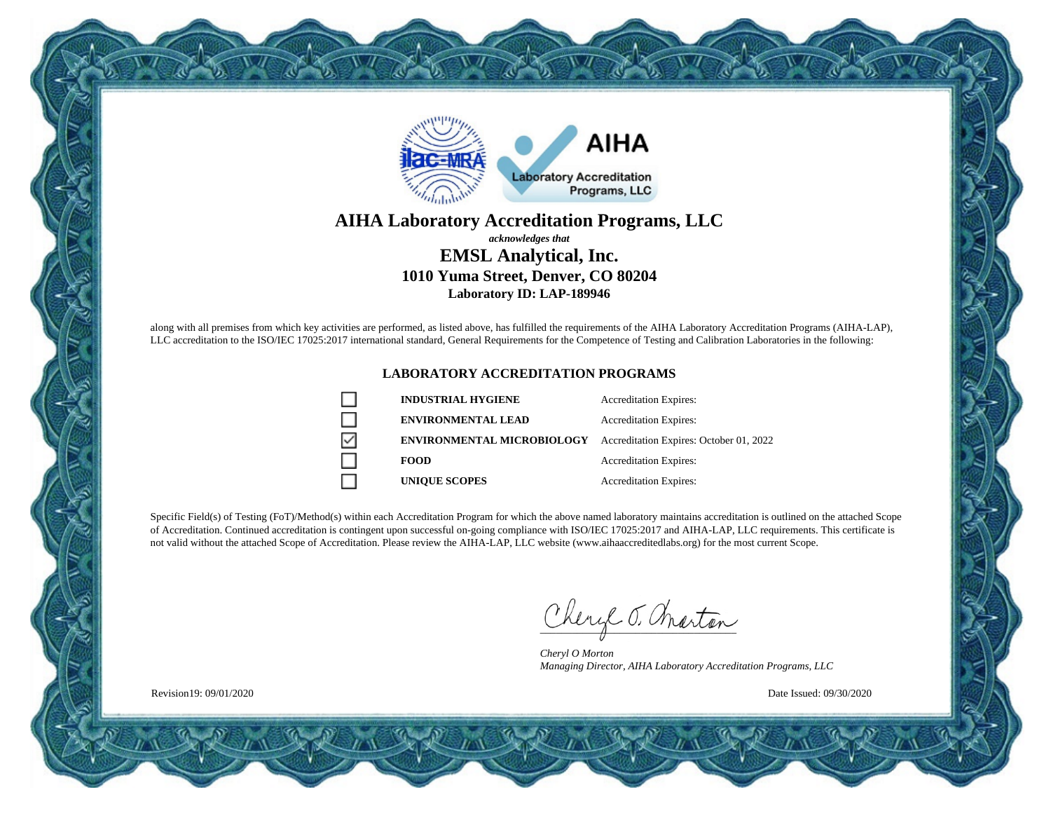# AIHA Laboratory Accreditation Programs, LLC

***acknowledges that***

## EMSL Analytical, Inc.

### 1010 Yuma Street, Denver, CO 80204

**Laboratory ID: LAP-189946**

along with all premises from which key activities are performed, as listed above, has fulfilled the requirements of the AIHA Laboratory Accreditation Programs (AIHA-LAP), LLC accreditation to the ISO/IEC 17025:2017 international standard, General Requirements for the Competence of Testing and Calibration Laboratories in the following:

### LABORATORY ACCREDITATION PROGRAMS

| | Program | Accreditation Expires |
|---|---|---|
| ☐ | **INDUSTRIAL HYGIENE** | Accreditation Expires: |
| ☐ | **ENVIRONMENTAL LEAD** | Accreditation Expires: |
| ☑ | **ENVIRONMENTAL MICROBIOLOGY** | Accreditation Expires: October 01, 2022 |
| ☐ | **FOOD** | Accreditation Expires: |
| ☐ | **UNIQUE SCOPES** | Accreditation Expires: |

Specific Field(s) of Testing (FoT)/Method(s) within each Accreditation Program for which the above named laboratory maintains accreditation is outlined on the attached Scope of Accreditation. Continued accreditation is contingent upon successful on-going compliance with ISO/IEC 17025:2017 and AIHA-LAP, LLC requirements. This certificate is not valid without the attached Scope of Accreditation. Please review the AIHA-LAP, LLC website (www.aihaaccreditedlabs.org) for the most current Scope.

*Cheryl O Morton*
*Managing Director, AIHA Laboratory Accreditation Programs, LLC*

Revision19: 09/01/2020

Date Issued: 09/30/2020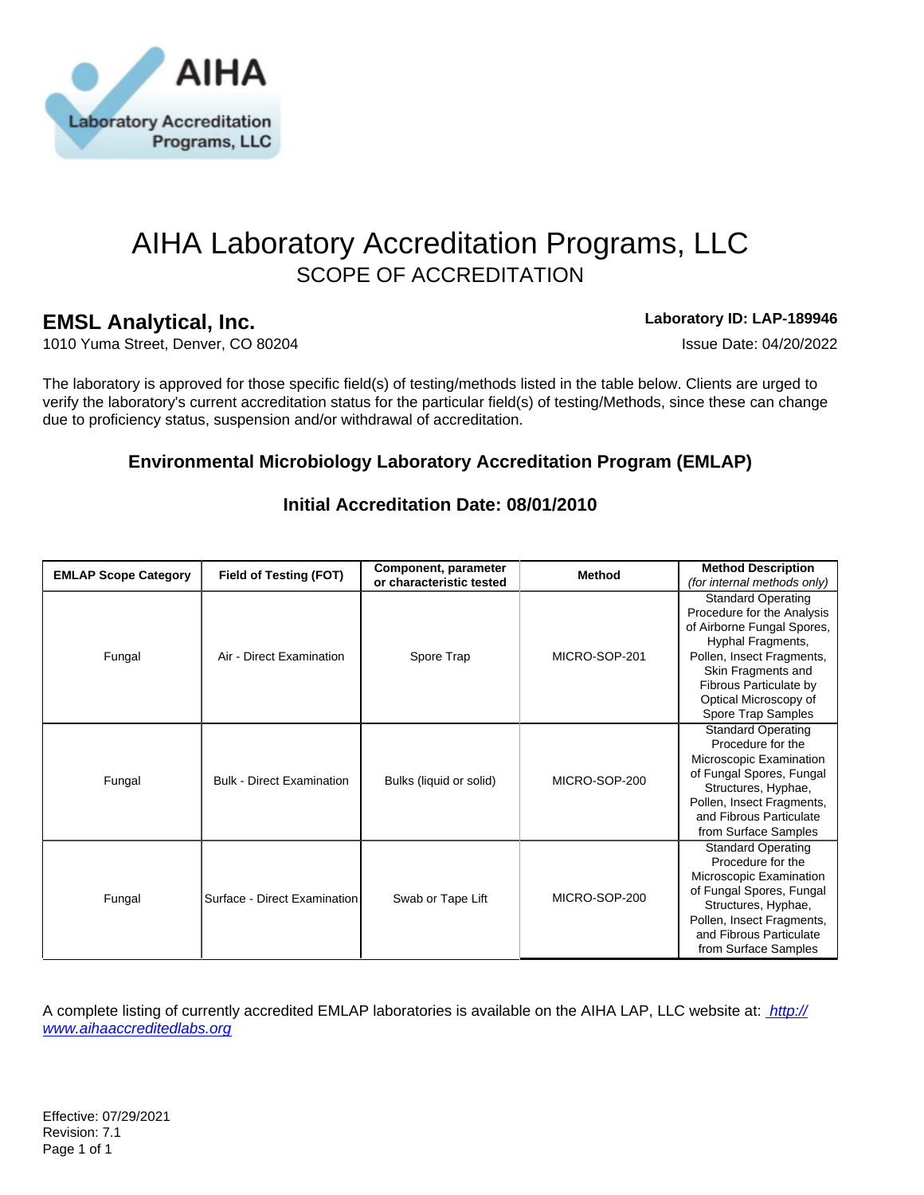# AIHA Laboratory Accreditation Programs, LLC

## SCOPE OF ACCREDITATION

**EMSL Analytical, Inc.**
1010 Yuma Street, Denver, CO 80204

**Laboratory ID: LAP-189946**
Issue Date: 04/20/2022

The laboratory is approved for those specific field(s) of testing/methods listed in the table below. Clients are urged to verify the laboratory's current accreditation status for the particular field(s) of testing/Methods, since these can change due to proficiency status, suspension and/or withdrawal of accreditation.

### Environmental Microbiology Laboratory Accreditation Program (EMLAP)

### Initial Accreditation Date: 08/01/2010

| EMLAP Scope Category | Field of Testing (FOT) | Component, parameter or characteristic tested | Method | Method Description *(for internal methods only)* |
|---|---|---|---|---|
| Fungal | Air - Direct Examination | Spore Trap | MICRO-SOP-201 | Standard Operating Procedure for the Analysis of Airborne Fungal Spores, Hyphal Fragments, Pollen, Insect Fragments, Skin Fragments and Fibrous Particulate by Optical Microscopy of Spore Trap Samples |
| Fungal | Bulk - Direct Examination | Bulks (liquid or solid) | MICRO-SOP-200 | Standard Operating Procedure for the Microscopic Examination of Fungal Spores, Fungal Structures, Hyphae, Pollen, Insect Fragments, and Fibrous Particulate from Surface Samples |
| Fungal | Surface - Direct Examination | Swab or Tape Lift | MICRO-SOP-200 | Standard Operating Procedure for the Microscopic Examination of Fungal Spores, Fungal Structures, Hyphae, Pollen, Insect Fragments, and Fibrous Particulate from Surface Samples |

A complete listing of currently accredited EMLAP laboratories is available on the AIHA LAP, LLC website at: http://www.aihaaccreditedlabs.org

Effective: 07/29/2021
Revision: 7.1